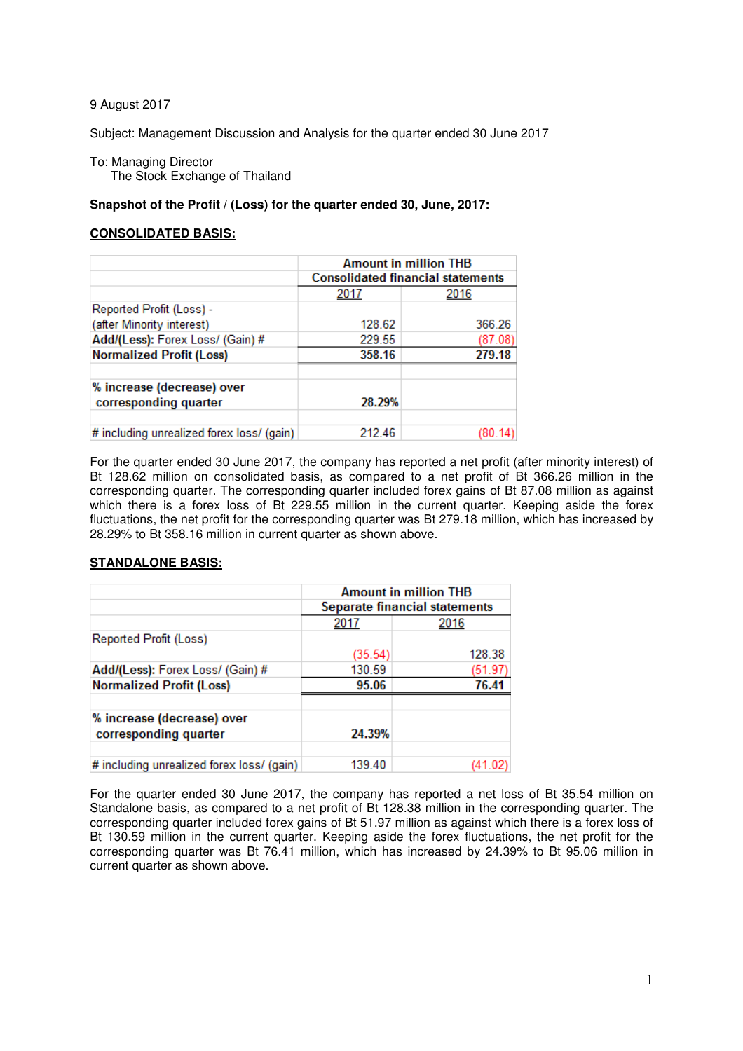9 August 2017

Subject: Management Discussion and Analysis for the quarter ended 30 June 2017

To: Managing Director
The Stock Exchange of Thailand

**Snapshot of the Profit / (Loss) for the quarter ended 30, June, 2017:**

**CONSOLIDATED BASIS:**

| | Amount in million THB | |
|---|---|---|
| | Consolidated financial statements | |
| | 2017 | 2016 |
| Reported Profit (Loss) - (after Minority interest) | 128.62 | 366.26 |
| **Add/(Less):** Forex Loss/ (Gain) # | 229.55 | (87.08) |
| **Normalized Profit (Loss)** | **358.16** | **279.18** |
| | | |
| **% increase (decrease) over corresponding quarter** | **28.29%** | |
| | | |
| # including unrealized forex loss/ (gain) | 212.46 | (80.14) |

For the quarter ended 30 June 2017, the company has reported a net profit (after minority interest) of Bt 128.62 million on consolidated basis, as compared to a net profit of Bt 366.26 million in the corresponding quarter. The corresponding quarter included forex gains of Bt 87.08 million as against which there is a forex loss of Bt 229.55 million in the current quarter. Keeping aside the forex fluctuations, the net profit for the corresponding quarter was Bt 279.18 million, which has increased by 28.29% to Bt 358.16 million in current quarter as shown above.

**STANDALONE BASIS:**

| | Amount in million THB | |
|---|---|---|
| | Separate financial statements | |
| | 2017 | 2016 |
| Reported Profit (Loss) | (35.54) | 128.38 |
| **Add/(Less):** Forex Loss/ (Gain) # | 130.59 | (51.97) |
| **Normalized Profit (Loss)** | **95.06** | **76.41** |
| | | |
| **% increase (decrease) over corresponding quarter** | **24.39%** | |
| | | |
| # including unrealized forex loss/ (gain) | 139.40 | (41.02) |

For the quarter ended 30 June 2017, the company has reported a net loss of Bt 35.54 million on Standalone basis, as compared to a net profit of Bt 128.38 million in the corresponding quarter. The corresponding quarter included forex gains of Bt 51.97 million as against which there is a forex loss of Bt 130.59 million in the current quarter. Keeping aside the forex fluctuations, the net profit for the corresponding quarter was Bt 76.41 million, which has increased by 24.39% to Bt 95.06 million in current quarter as shown above.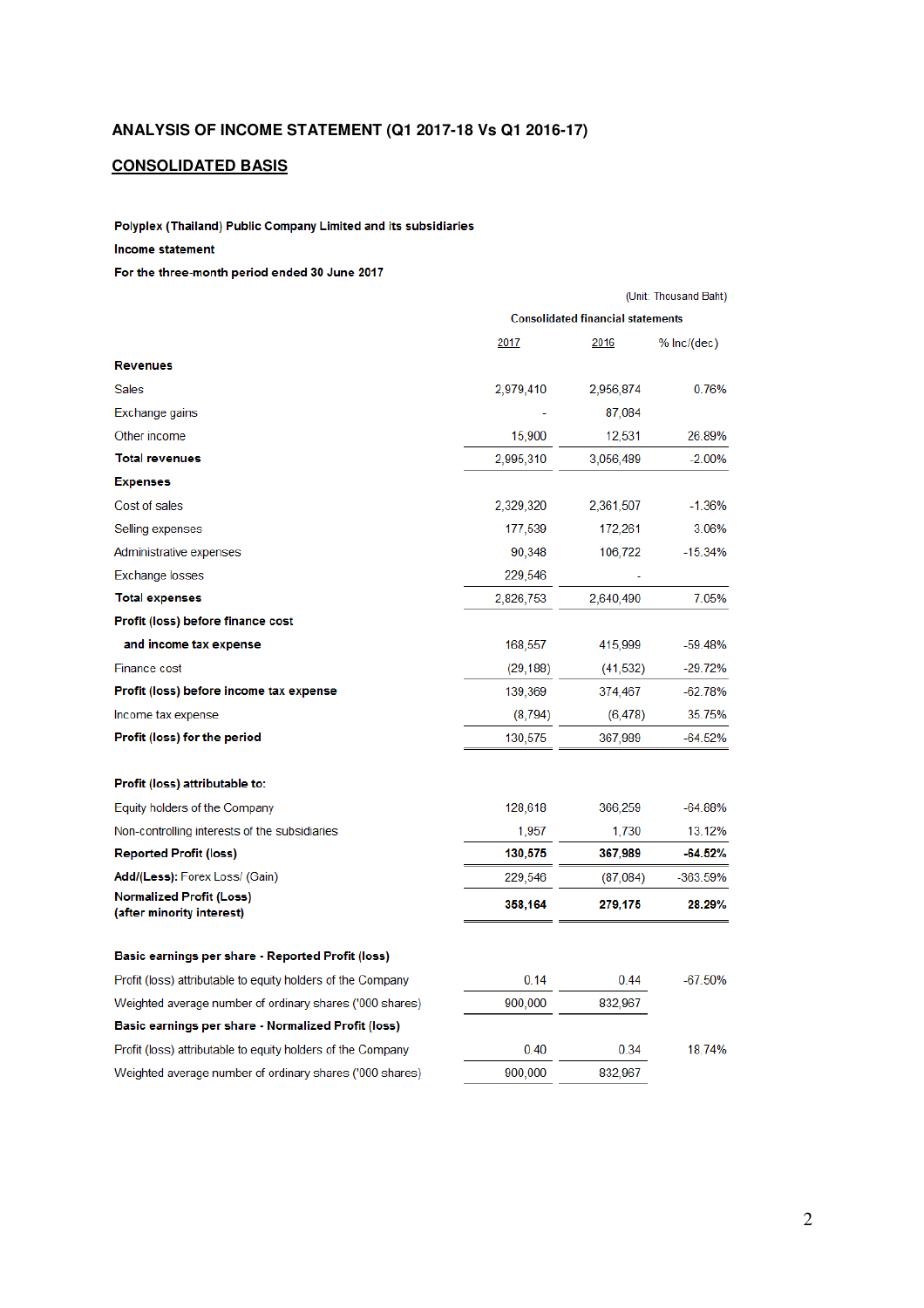## ANALYSIS OF INCOME STATEMENT (Q1 2017-18 Vs Q1 2016-17)

## CONSOLIDATED BASIS

**Polyplex (Thailand) Public Company Limited and its subsidiaries**

**Income statement**

**For the three-month period ended 30 June 2017**

(Unit: Thousand Baht)

| | Consolidated financial statements | | |
|---|---|---|---|
| | 2017 | 2016 | % Inc/(dec) |
| **Revenues** | | | |
| Sales | 2,979,410 | 2,956,874 | 0.76% |
| Exchange gains | - | 87,084 | |
| Other income | 15,900 | 12,531 | 26.89% |
| **Total revenues** | 2,995,310 | 3,056,489 | -2.00% |
| **Expenses** | | | |
| Cost of sales | 2,329,320 | 2,361,507 | -1.36% |
| Selling expenses | 177,539 | 172,261 | 3.06% |
| Administrative expenses | 90,348 | 106,722 | -15.34% |
| Exchange losses | 229,546 | - | |
| **Total expenses** | 2,826,753 | 2,640,490 | 7.05% |
| **Profit (loss) before finance cost and income tax expense** | 168,557 | 415,999 | -59.48% |
| Finance cost | (29,188) | (41,532) | -29.72% |
| **Profit (loss) before income tax expense** | 139,369 | 374,467 | -62.78% |
| Income tax expense | (8,794) | (6,478) | 35.75% |
| **Profit (loss) for the period** | 130,575 | 367,989 | -64.52% |
| | | | |
| **Profit (loss) attributable to:** | | | |
| Equity holders of the Company | 128,618 | 366,259 | -64.88% |
| Non-controlling interests of the subsidiaries | 1,957 | 1,730 | 13.12% |
| **Reported Profit (loss)** | **130,575** | **367,989** | **-64.52%** |
| **Add/(Less):** Forex Loss/ (Gain) | 229,546 | (87,084) | -363.59% |
| **Normalized Profit (Loss) (after minority interest)** | **358,164** | **279,175** | **28.29%** |
| | | | |
| **Basic earnings per share - Reported Profit (loss)** | | | |
| Profit (loss) attributable to equity holders of the Company | 0.14 | 0.44 | -67.50% |
| Weighted average number of ordinary shares ('000 shares) | 900,000 | 832,967 | |
| **Basic earnings per share - Normalized Profit (loss)** | | | |
| Profit (loss) attributable to equity holders of the Company | 0.40 | 0.34 | 18.74% |
| Weighted average number of ordinary shares ('000 shares) | 900,000 | 832,967 | |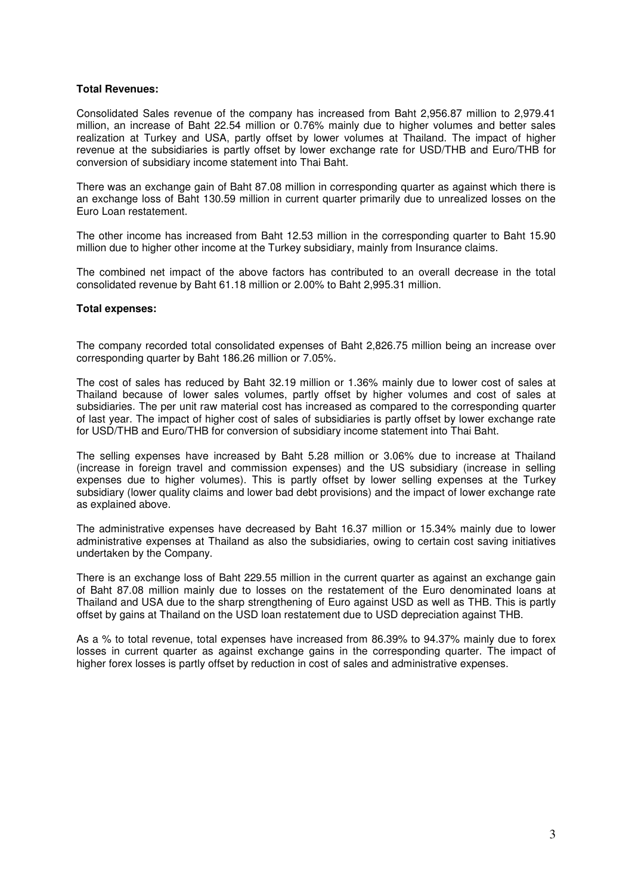**Total Revenues:**

Consolidated Sales revenue of the company has increased from Baht 2,956.87 million to 2,979.41 million, an increase of Baht 22.54 million or 0.76% mainly due to higher volumes and better sales realization at Turkey and USA, partly offset by lower volumes at Thailand. The impact of higher revenue at the subsidiaries is partly offset by lower exchange rate for USD/THB and Euro/THB for conversion of subsidiary income statement into Thai Baht.

There was an exchange gain of Baht 87.08 million in corresponding quarter as against which there is an exchange loss of Baht 130.59 million in current quarter primarily due to unrealized losses on the Euro Loan restatement.

The other income has increased from Baht 12.53 million in the corresponding quarter to Baht 15.90 million due to higher other income at the Turkey subsidiary, mainly from Insurance claims.

The combined net impact of the above factors has contributed to an overall decrease in the total consolidated revenue by Baht 61.18 million or 2.00% to Baht 2,995.31 million.

**Total expenses:**

The company recorded total consolidated expenses of Baht 2,826.75 million being an increase over corresponding quarter by Baht 186.26 million or 7.05%.

The cost of sales has reduced by Baht 32.19 million or 1.36% mainly due to lower cost of sales at Thailand because of lower sales volumes, partly offset by higher volumes and cost of sales at subsidiaries. The per unit raw material cost has increased as compared to the corresponding quarter of last year. The impact of higher cost of sales of subsidiaries is partly offset by lower exchange rate for USD/THB and Euro/THB for conversion of subsidiary income statement into Thai Baht.

The selling expenses have increased by Baht 5.28 million or 3.06% due to increase at Thailand (increase in foreign travel and commission expenses) and the US subsidiary (increase in selling expenses due to higher volumes). This is partly offset by lower selling expenses at the Turkey subsidiary (lower quality claims and lower bad debt provisions) and the impact of lower exchange rate as explained above.

The administrative expenses have decreased by Baht 16.37 million or 15.34% mainly due to lower administrative expenses at Thailand as also the subsidiaries, owing to certain cost saving initiatives undertaken by the Company.

There is an exchange loss of Baht 229.55 million in the current quarter as against an exchange gain of Baht 87.08 million mainly due to losses on the restatement of the Euro denominated loans at Thailand and USA due to the sharp strengthening of Euro against USD as well as THB. This is partly offset by gains at Thailand on the USD loan restatement due to USD depreciation against THB.

As a % to total revenue, total expenses have increased from 86.39% to 94.37% mainly due to forex losses in current quarter as against exchange gains in the corresponding quarter. The impact of higher forex losses is partly offset by reduction in cost of sales and administrative expenses.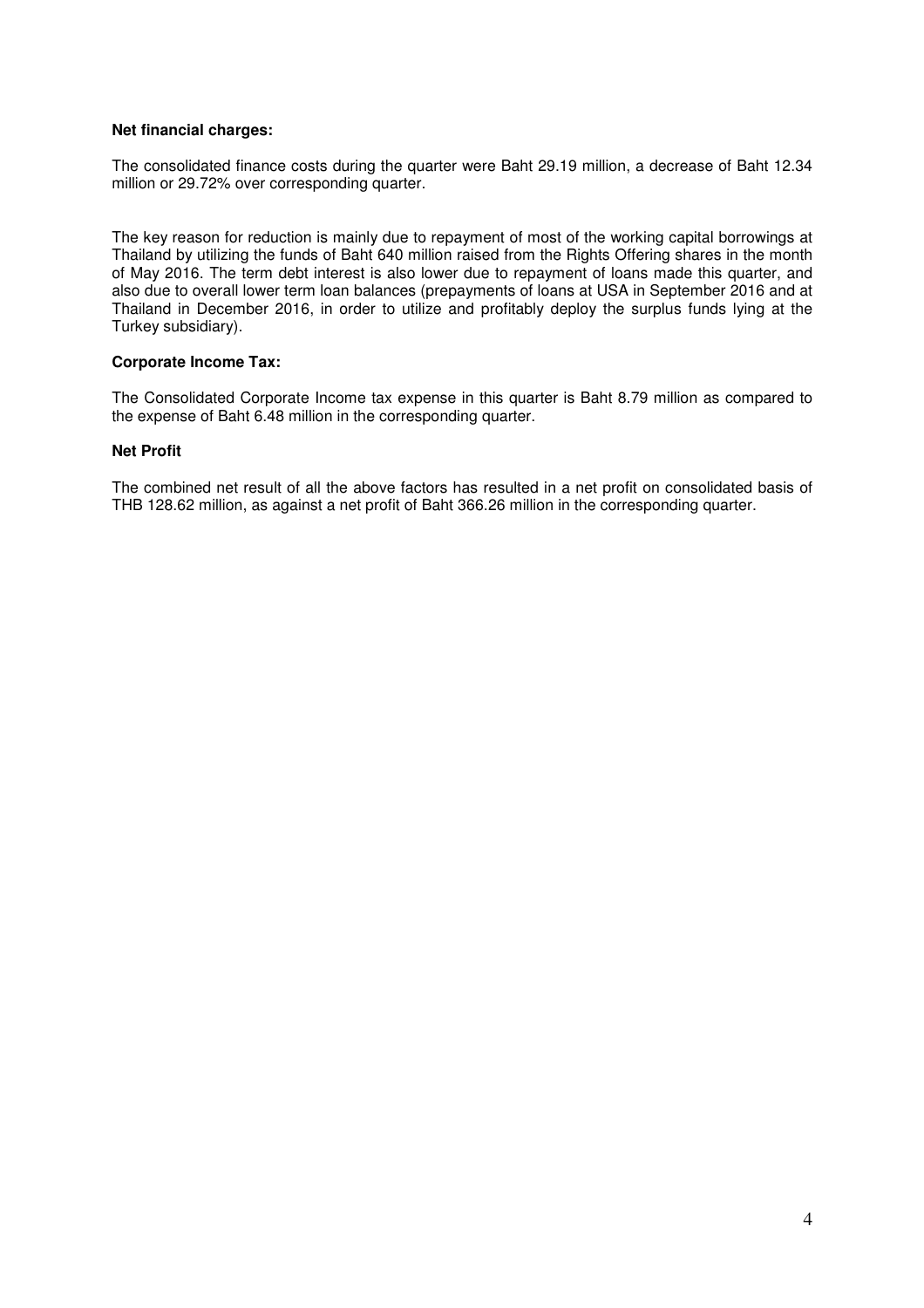**Net financial charges:**

The consolidated finance costs during the quarter were Baht 29.19 million, a decrease of Baht 12.34 million or 29.72% over corresponding quarter.

The key reason for reduction is mainly due to repayment of most of the working capital borrowings at Thailand by utilizing the funds of Baht 640 million raised from the Rights Offering shares in the month of May 2016. The term debt interest is also lower due to repayment of loans made this quarter, and also due to overall lower term loan balances (prepayments of loans at USA in September 2016 and at Thailand in December 2016, in order to utilize and profitably deploy the surplus funds lying at the Turkey subsidiary).

**Corporate Income Tax:**

The Consolidated Corporate Income tax expense in this quarter is Baht 8.79 million as compared to the expense of Baht 6.48 million in the corresponding quarter.

**Net Profit**

The combined net result of all the above factors has resulted in a net profit on consolidated basis of THB 128.62 million, as against a net profit of Baht 366.26 million in the corresponding quarter.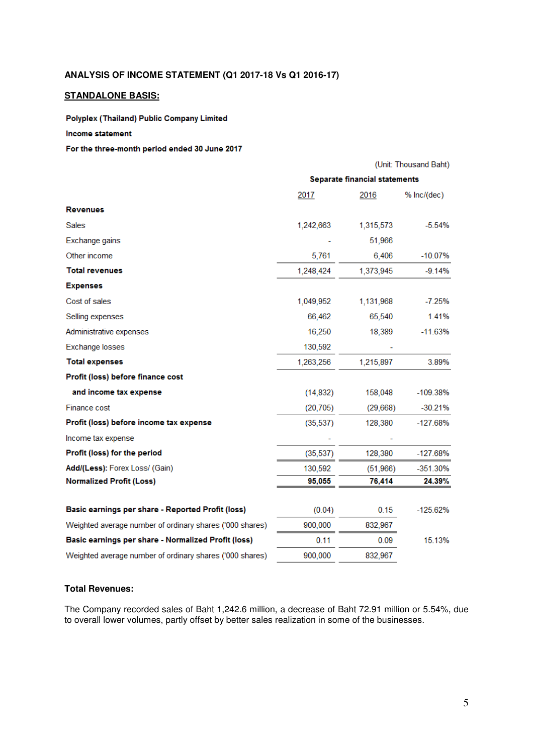**ANALYSIS OF INCOME STATEMENT (Q1 2017-18 Vs Q1 2016-17)**

**STANDALONE BASIS:**

**Polyplex (Thailand) Public Company Limited**

**Income statement**

**For the three-month period ended 30 June 2017**

(Unit: Thousand Baht)

| | Separate financial statements | | |
|---|---|---|---|
| | 2017 | 2016 | % Inc/(dec) |
| **Revenues** | | | |
| Sales | 1,242,663 | 1,315,573 | -5.54% |
| Exchange gains | - | 51,966 | |
| Other income | 5,761 | 6,406 | -10.07% |
| **Total revenues** | 1,248,424 | 1,373,945 | -9.14% |
| **Expenses** | | | |
| Cost of sales | 1,049,952 | 1,131,968 | -7.25% |
| Selling expenses | 66,462 | 65,540 | 1.41% |
| Administrative expenses | 16,250 | 18,389 | -11.63% |
| Exchange losses | 130,592 | - | |
| **Total expenses** | 1,263,256 | 1,215,897 | 3.89% |
| **Profit (loss) before finance cost and income tax expense** | (14,832) | 158,048 | -109.38% |
| Finance cost | (20,705) | (29,668) | -30.21% |
| **Profit (loss) before income tax expense** | (35,537) | 128,380 | -127.68% |
| Income tax expense | - | - | |
| **Profit (loss) for the period** | (35,537) | 128,380 | -127.68% |
| **Add/(Less):** Forex Loss/ (Gain) | 130,592 | (51,966) | -351.30% |
| **Normalized Profit (Loss)** | **95,055** | **76,414** | **24.39%** |
| | | | |
| **Basic earnings per share - Reported Profit (loss)** | (0.04) | 0.15 | -125.62% |
| Weighted average number of ordinary shares ('000 shares) | 900,000 | 832,967 | |
| **Basic earnings per share - Normalized Profit (loss)** | 0.11 | 0.09 | 15.13% |
| Weighted average number of ordinary shares ('000 shares) | 900,000 | 832,967 | |

**Total Revenues:**

The Company recorded sales of Baht 1,242.6 million, a decrease of Baht 72.91 million or 5.54%, due to overall lower volumes, partly offset by better sales realization in some of the businesses.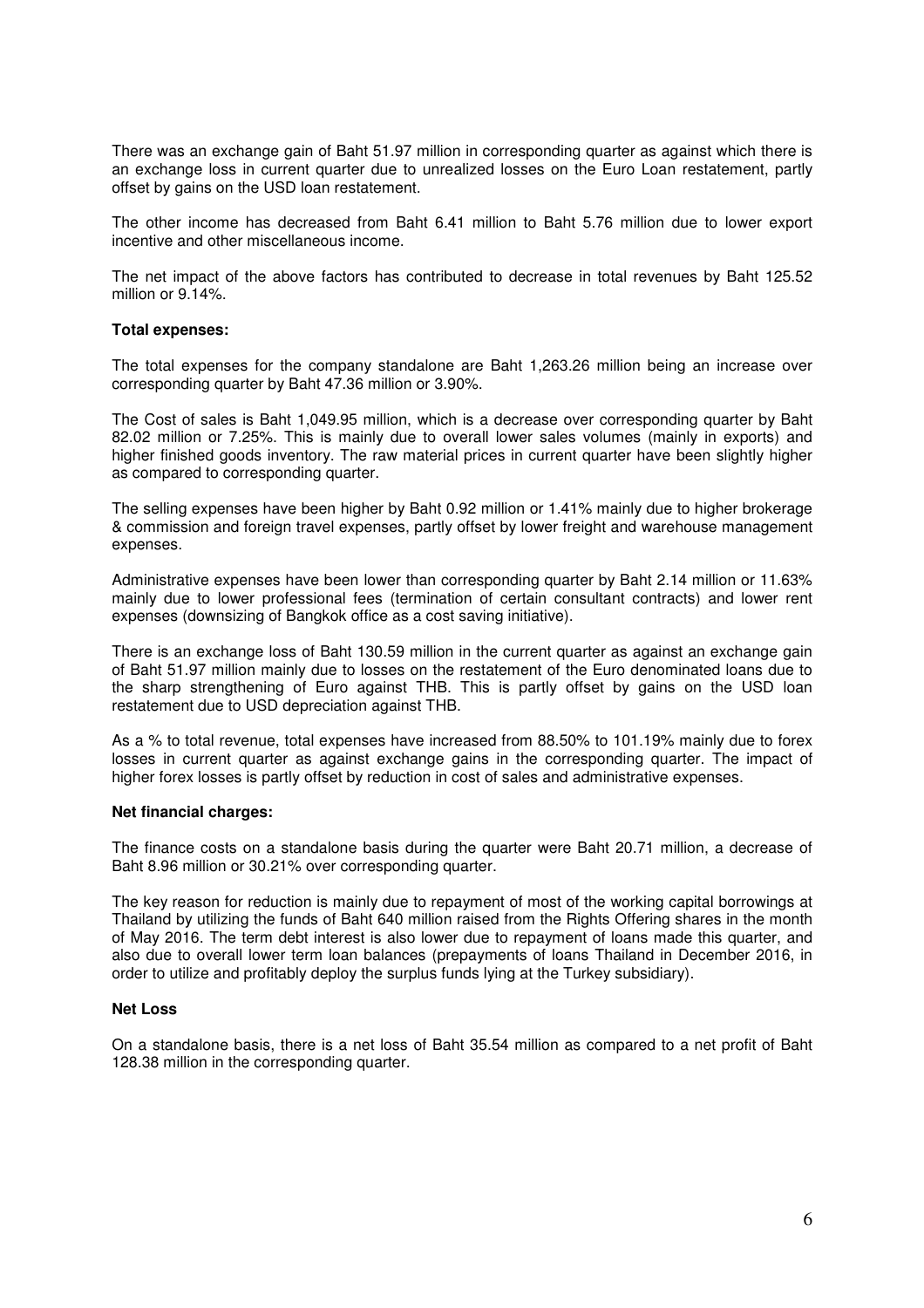There was an exchange gain of Baht 51.97 million in corresponding quarter as against which there is an exchange loss in current quarter due to unrealized losses on the Euro Loan restatement, partly offset by gains on the USD loan restatement.

The other income has decreased from Baht 6.41 million to Baht 5.76 million due to lower export incentive and other miscellaneous income.

The net impact of the above factors has contributed to decrease in total revenues by Baht 125.52 million or 9.14%.

**Total expenses:**

The total expenses for the company standalone are Baht 1,263.26 million being an increase over corresponding quarter by Baht 47.36 million or 3.90%.

The Cost of sales is Baht 1,049.95 million, which is a decrease over corresponding quarter by Baht 82.02 million or 7.25%. This is mainly due to overall lower sales volumes (mainly in exports) and higher finished goods inventory. The raw material prices in current quarter have been slightly higher as compared to corresponding quarter.

The selling expenses have been higher by Baht 0.92 million or 1.41% mainly due to higher brokerage & commission and foreign travel expenses, partly offset by lower freight and warehouse management expenses.

Administrative expenses have been lower than corresponding quarter by Baht 2.14 million or 11.63% mainly due to lower professional fees (termination of certain consultant contracts) and lower rent expenses (downsizing of Bangkok office as a cost saving initiative).

There is an exchange loss of Baht 130.59 million in the current quarter as against an exchange gain of Baht 51.97 million mainly due to losses on the restatement of the Euro denominated loans due to the sharp strengthening of Euro against THB. This is partly offset by gains on the USD loan restatement due to USD depreciation against THB.

As a % to total revenue, total expenses have increased from 88.50% to 101.19% mainly due to forex losses in current quarter as against exchange gains in the corresponding quarter. The impact of higher forex losses is partly offset by reduction in cost of sales and administrative expenses.

**Net financial charges:**

The finance costs on a standalone basis during the quarter were Baht 20.71 million, a decrease of Baht 8.96 million or 30.21% over corresponding quarter.

The key reason for reduction is mainly due to repayment of most of the working capital borrowings at Thailand by utilizing the funds of Baht 640 million raised from the Rights Offering shares in the month of May 2016. The term debt interest is also lower due to repayment of loans made this quarter, and also due to overall lower term loan balances (prepayments of loans Thailand in December 2016, in order to utilize and profitably deploy the surplus funds lying at the Turkey subsidiary).

**Net Loss**

On a standalone basis, there is a net loss of Baht 35.54 million as compared to a net profit of Baht 128.38 million in the corresponding quarter.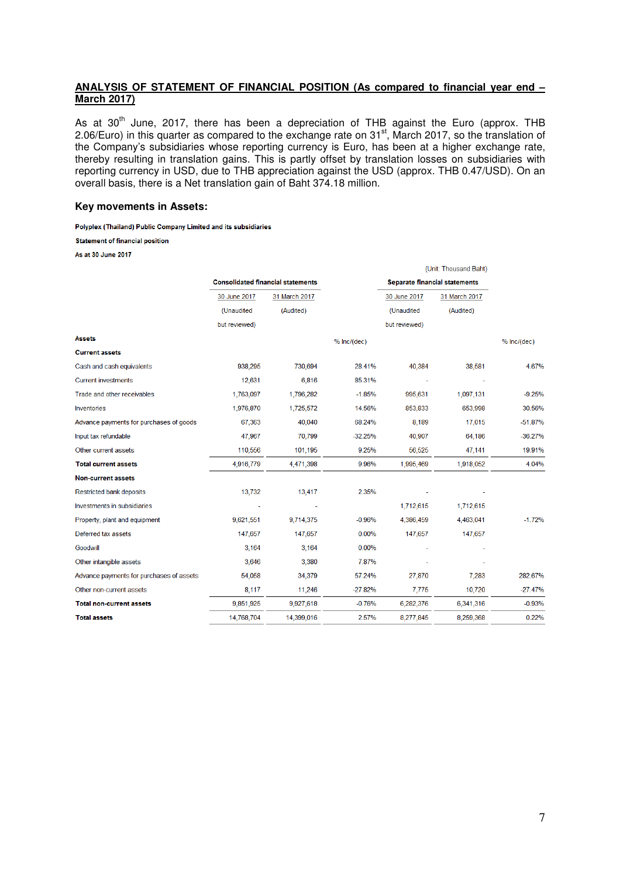**ANALYSIS OF STATEMENT OF FINANCIAL POSITION (As compared to financial year end – March 2017)**

As at 30th June, 2017, there has been a depreciation of THB against the Euro (approx. THB 2.06/Euro) in this quarter as compared to the exchange rate on 31st, March 2017, so the translation of the Company's subsidiaries whose reporting currency is Euro, has been at a higher exchange rate, thereby resulting in translation gains. This is partly offset by translation losses on subsidiaries with reporting currency in USD, due to THB appreciation against the USD (approx. THB 0.47/USD). On an overall basis, there is a Net translation gain of Baht 374.18 million.

### Key movements in Assets:

**Polyplex (Thailand) Public Company Limited and its subsidiaries**

**Statement of financial position**

**As at 30 June 2017**

(Unit: Thousand Baht)

| | Consolidated financial statements | | | Separate financial statements | | |
|---|---|---|---|---|---|---|
| | 30 June 2017 (Unaudited but reviewed) | 31 March 2017 (Audited) | % Inc/(dec) | 30 June 2017 (Unaudited but reviewed) | 31 March 2017 (Audited) | % Inc/(dec) |
| **Assets** | | | | | | |
| **Current assets** | | | | | | |
| Cash and cash equivalents | 938,295 | 730,694 | 28.41% | 40,384 | 38,581 | 4.67% |
| Current investments | 12,631 | 6,816 | 85.31% | - | - | |
| Trade and other receivables | 1,763,097 | 1,796,282 | -1.85% | 995,631 | 1,097,131 | -9.25% |
| Inventories | 1,976,870 | 1,725,572 | 14.56% | 853,833 | 653,998 | 30.56% |
| Advance payments for purchases of goods | 67,363 | 40,040 | 68.24% | 8,189 | 17,015 | -51.87% |
| Input tax refundable | 47,967 | 70,799 | -32.25% | 40,907 | 64,186 | -36.27% |
| Other current assets | 110,556 | 101,195 | 9.25% | 56,525 | 47,141 | 19.91% |
| **Total current assets** | 4,916,779 | 4,471,398 | 9.96% | 1,995,469 | 1,918,052 | 4.04% |
| **Non-current assets** | | | | | | |
| Restricted bank deposits | 13,732 | 13,417 | 2.35% | - | - | |
| Investments in subsidiaries | - | - | | 1,712,615 | 1,712,615 | |
| Property, plant and equipment | 9,621,551 | 9,714,375 | -0.96% | 4,386,459 | 4,463,041 | -1.72% |
| Deferred tax assets | 147,657 | 147,657 | 0.00% | 147,657 | 147,657 | |
| Goodwill | 3,164 | 3,164 | 0.00% | - | - | |
| Other intangible assets | 3,646 | 3,380 | 7.87% | - | - | |
| Advance payments for purchases of assets | 54,058 | 34,379 | 57.24% | 27,870 | 7,283 | 282.67% |
| Other non-current assets | 8,117 | 11,246 | -27.82% | 7,775 | 10,720 | -27.47% |
| **Total non-current assets** | 9,851,925 | 9,927,618 | -0.76% | 6,282,376 | 6,341,316 | -0.93% |
| **Total assets** | 14,768,704 | 14,399,016 | 2.57% | 8,277,845 | 8,259,368 | 0.22% |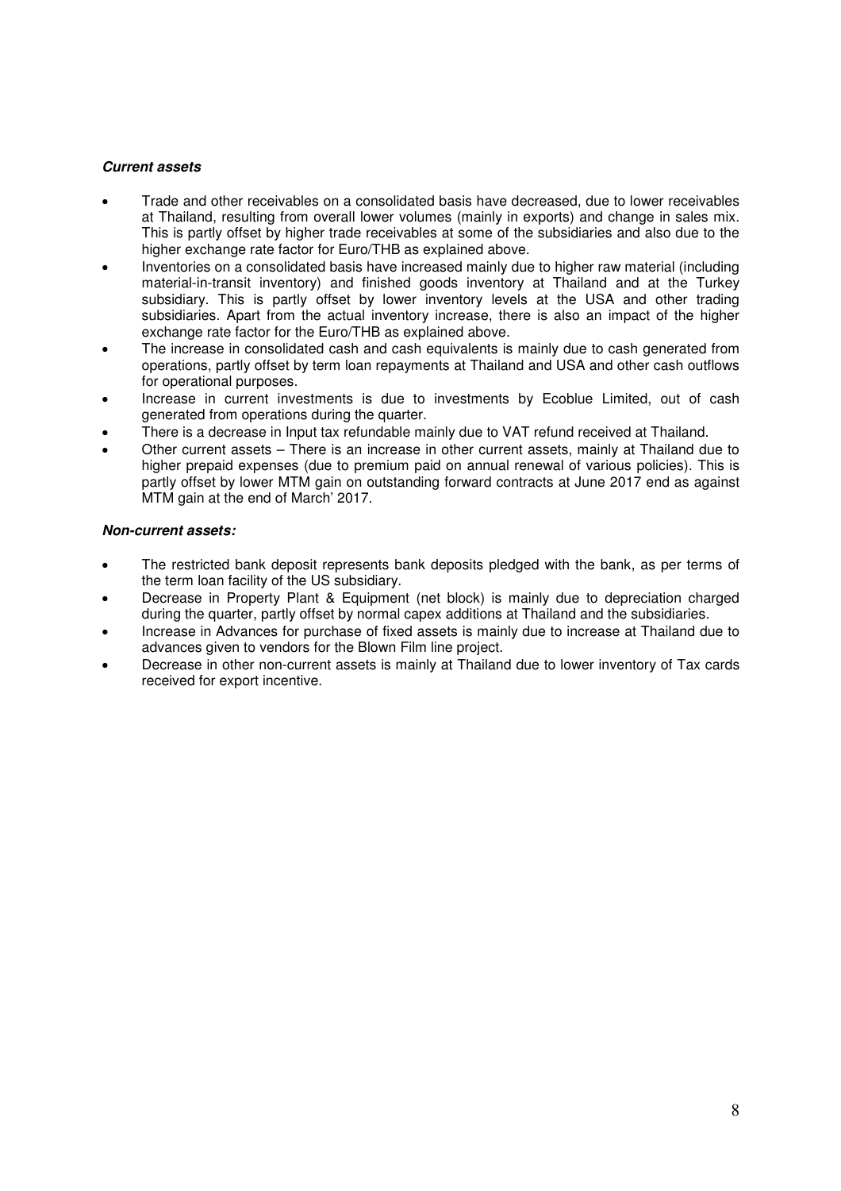***Current assets***

- Trade and other receivables on a consolidated basis have decreased, due to lower receivables at Thailand, resulting from overall lower volumes (mainly in exports) and change in sales mix. This is partly offset by higher trade receivables at some of the subsidiaries and also due to the higher exchange rate factor for Euro/THB as explained above.
- Inventories on a consolidated basis have increased mainly due to higher raw material (including material-in-transit inventory) and finished goods inventory at Thailand and at the Turkey subsidiary. This is partly offset by lower inventory levels at the USA and other trading subsidiaries. Apart from the actual inventory increase, there is also an impact of the higher exchange rate factor for the Euro/THB as explained above.
- The increase in consolidated cash and cash equivalents is mainly due to cash generated from operations, partly offset by term loan repayments at Thailand and USA and other cash outflows for operational purposes.
- Increase in current investments is due to investments by Ecoblue Limited, out of cash generated from operations during the quarter.
- There is a decrease in Input tax refundable mainly due to VAT refund received at Thailand.
- Other current assets – There is an increase in other current assets, mainly at Thailand due to higher prepaid expenses (due to premium paid on annual renewal of various policies). This is partly offset by lower MTM gain on outstanding forward contracts at June 2017 end as against MTM gain at the end of March' 2017.

***Non-current assets:***

- The restricted bank deposit represents bank deposits pledged with the bank, as per terms of the term loan facility of the US subsidiary.
- Decrease in Property Plant & Equipment (net block) is mainly due to depreciation charged during the quarter, partly offset by normal capex additions at Thailand and the subsidiaries.
- Increase in Advances for purchase of fixed assets is mainly due to increase at Thailand due to advances given to vendors for the Blown Film line project.
- Decrease in other non-current assets is mainly at Thailand due to lower inventory of Tax cards received for export incentive.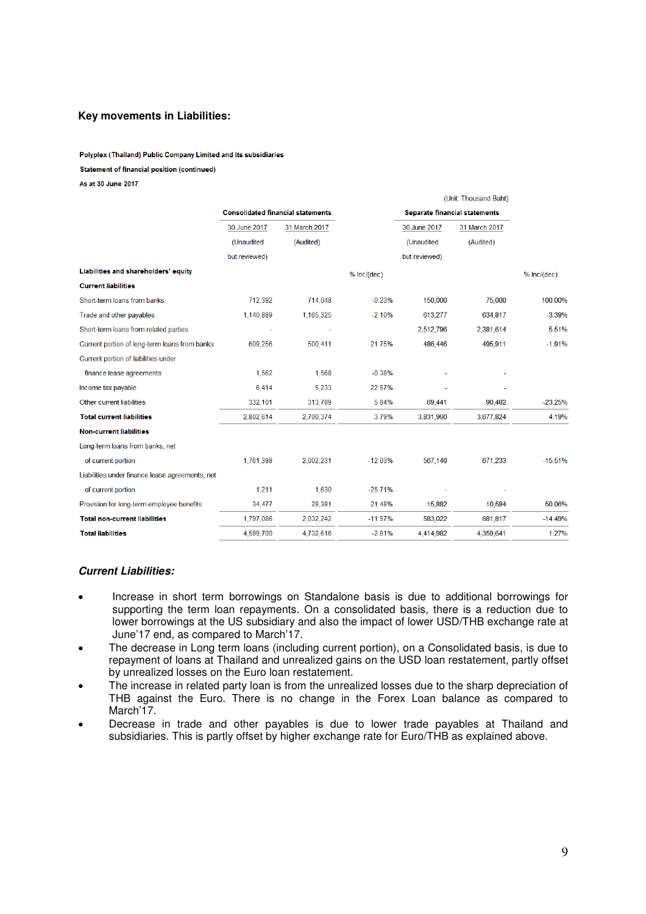## Key movements in Liabilities:

**Polyplex (Thailand) Public Company Limited and its subsidiaries**

**Statement of financial position (continued)**

**As at 30 June 2017**

(Unit: Thousand Baht)

| | Consolidated financial statements | | | Separate financial statements | | |
|---|---|---|---|---|---|---|
| | 30 June 2017 | 31 March 2017 | | 30 June 2017 | 31 March 2017 | |
| | (Unaudited but reviewed) | (Audited) | | (Unaudited but reviewed) | (Audited) | |
| **Liabilities and shareholders' equity** | | | % Inc/(dec) | | | % Inc/(dec) |
| **Current liabilities** | | | | | | |
| Short-term loans from banks | 712,392 | 714,048 | -0.23% | 150,000 | 75,000 | 100.00% |
| Trade and other payables | 1,140,889 | 1,165,325 | -2.10% | 613,277 | 634,817 | -3.39% |
| Short-term loans from related parties | - | - | | 2,512,796 | 2,381,614 | 5.51% |
| Current portion of long-term loans from banks | 609,256 | 500,411 | 21.75% | 486,446 | 495,911 | -1.91% |
| Current portion of liabilities under finance lease agreements | 1,562 | 1,568 | -0.38% | - | - | |
| Income tax payable | 6,414 | 5,233 | 22.57% | - | - | |
| Other current liabilities | 332,101 | 313,789 | 5.84% | 69,441 | 90,482 | -23.25% |
| **Total current liabilities** | 2,802,614 | 2,700,374 | 3.79% | 3,831,960 | 3,677,824 | 4.19% |
| **Non-current liabilities** | | | | | | |
| Long-term loans from banks, net of current portion | 1,761,398 | 2,002,231 | -12.03% | 567,140 | 671,233 | -15.51% |
| Liabilities under finance lease agreements, net of current portion | 1,211 | 1,630 | -25.71% | - | - | |
| Provision for long-term employee benefits | 34,477 | 28,381 | 21.48% | 15,882 | 10,584 | 50.06% |
| **Total non-current liabilities** | 1,797,086 | 2,032,242 | -11.57% | 583,022 | 681,817 | -14.49% |
| **Total liabilities** | 4,599,700 | 4,732,616 | -2.81% | 4,414,982 | 4,359,641 | 1.27% |

### *Current Liabilities:*

- Increase in short term borrowings on Standalone basis is due to additional borrowings for supporting the term loan repayments. On a consolidated basis, there is a reduction due to lower borrowings at the US subsidiary and also the impact of lower USD/THB exchange rate at June'17 end, as compared to March'17.
- The decrease in Long term loans (including current portion), on a Consolidated basis, is due to repayment of loans at Thailand and unrealized gains on the USD loan restatement, partly offset by unrealized losses on the Euro loan restatement.
- The increase in related party loan is from the unrealized losses due to the sharp depreciation of THB against the Euro. There is no change in the Forex Loan balance as compared to March'17.
- Decrease in trade and other payables is due to lower trade payables at Thailand and subsidiaries. This is partly offset by higher exchange rate for Euro/THB as explained above.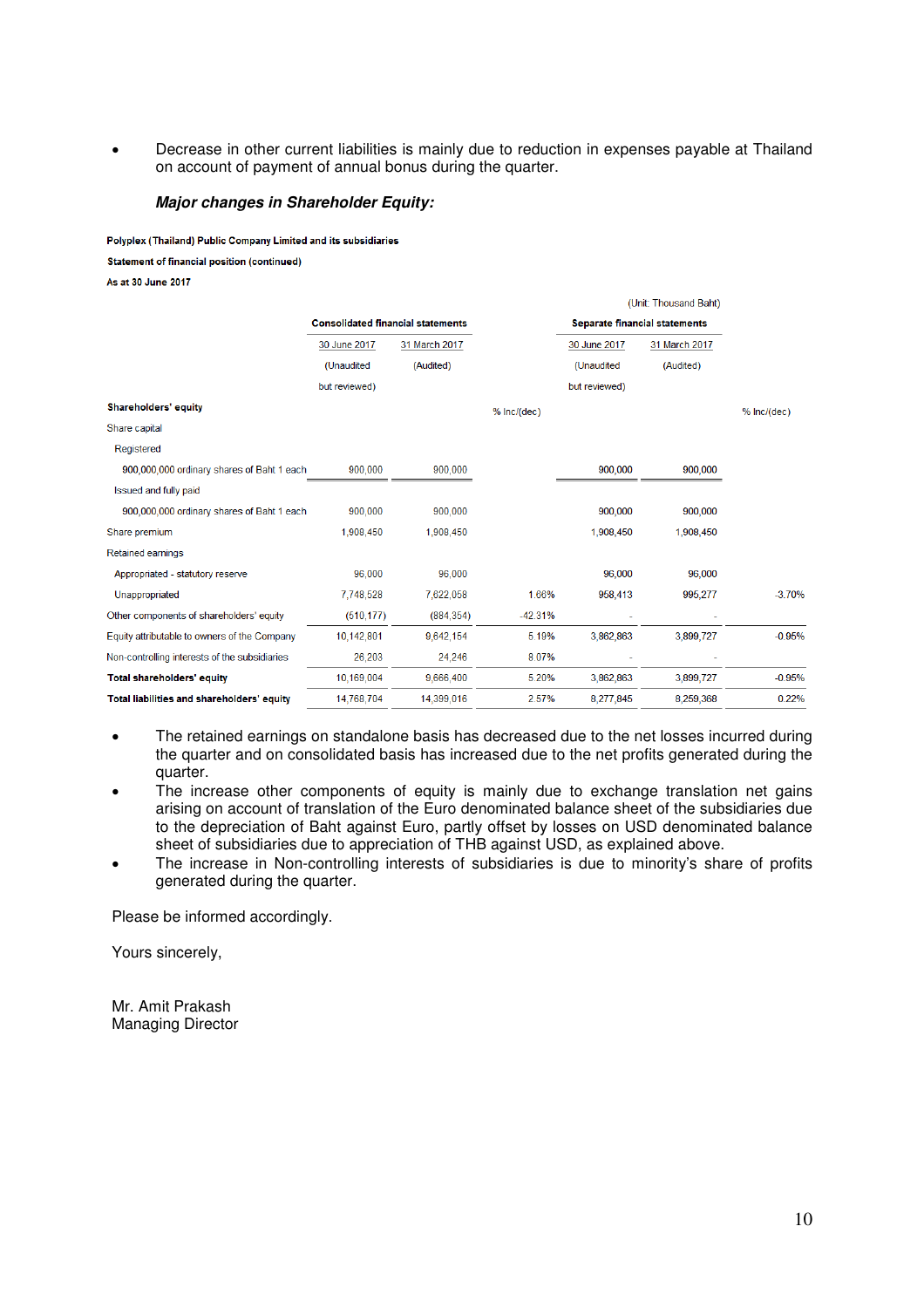- Decrease in other current liabilities is mainly due to reduction in expenses payable at Thailand on account of payment of annual bonus during the quarter.

***Major changes in Shareholder Equity:***

**Polyplex (Thailand) Public Company Limited and its subsidiaries**

**Statement of financial position (continued)**

**As at 30 June 2017**

(Unit: Thousand Baht)

| | Consolidated financial statements | | | Separate financial statements | | |
|---|---|---|---|---|---|---|
| | 30 June 2017 (Unaudited but reviewed) | 31 March 2017 (Audited) | % Inc/(dec) | 30 June 2017 (Unaudited but reviewed) | 31 March 2017 (Audited) | % Inc/(dec) |
| **Shareholders' equity** | | | | | | |
| Share capital | | | | | | |
| Registered | | | | | | |
| 900,000,000 ordinary shares of Baht 1 each | 900,000 | 900,000 | | 900,000 | 900,000 | |
| Issued and fully paid | | | | | | |
| 900,000,000 ordinary shares of Baht 1 each | 900,000 | 900,000 | | 900,000 | 900,000 | |
| Share premium | 1,908,450 | 1,908,450 | | 1,908,450 | 1,908,450 | |
| Retained earnings | | | | | | |
| Appropriated - statutory reserve | 96,000 | 96,000 | | 96,000 | 96,000 | |
| Unappropriated | 7,748,528 | 7,622,058 | 1.66% | 958,413 | 995,277 | -3.70% |
| Other components of shareholders' equity | (510,177) | (884,354) | -42.31% | - | - | |
| Equity attributable to owners of the Company | 10,142,801 | 9,642,154 | 5.19% | 3,862,863 | 3,899,727 | -0.95% |
| Non-controlling interests of the subsidiaries | 26,203 | 24,246 | 8.07% | - | - | |
| **Total shareholders' equity** | 10,169,004 | 9,666,400 | 5.20% | 3,862,863 | 3,899,727 | -0.95% |
| **Total liabilities and shareholders' equity** | 14,768,704 | 14,399,016 | 2.57% | 8,277,845 | 8,259,368 | 0.22% |

- The retained earnings on standalone basis has decreased due to the net losses incurred during the quarter and on consolidated basis has increased due to the net profits generated during the quarter.
- The increase other components of equity is mainly due to exchange translation net gains arising on account of translation of the Euro denominated balance sheet of the subsidiaries due to the depreciation of Baht against Euro, partly offset by losses on USD denominated balance sheet of subsidiaries due to appreciation of THB against USD, as explained above.
- The increase in Non-controlling interests of subsidiaries is due to minority's share of profits generated during the quarter.

Please be informed accordingly.

Yours sincerely,

Mr. Amit Prakash
Managing Director